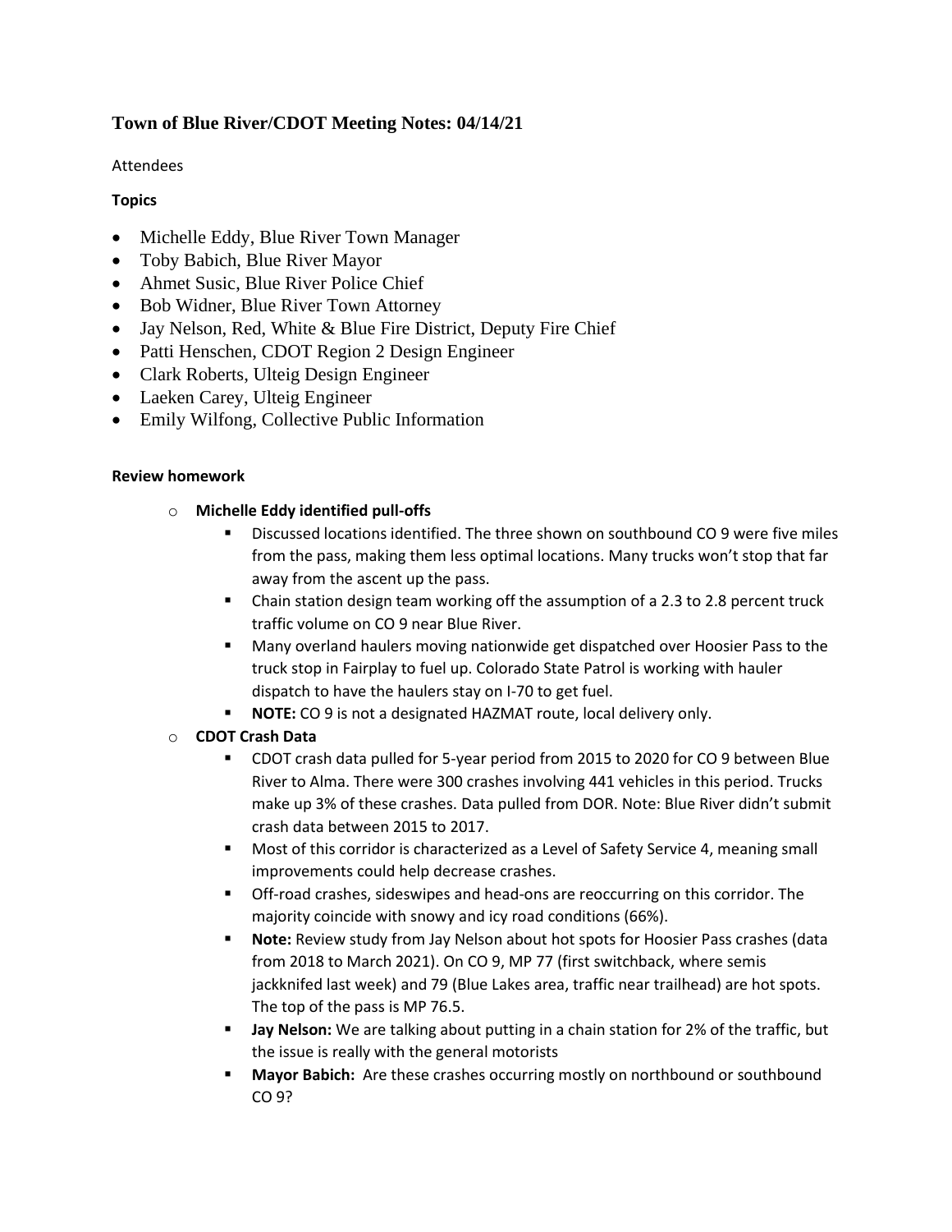# Town of Blue River/CDOT Meeting Notes: 04/14/21

Attendees

**Topics**

- Michelle Eddy, Blue River Town Manager
- Toby Babich, Blue River Mayor
- Ahmet Susic, Blue River Police Chief
- Bob Widner, Blue River Town Attorney
- Jay Nelson, Red, White & Blue Fire District, Deputy Fire Chief
- Patti Henschen, CDOT Region 2 Design Engineer
- Clark Roberts, Ulteig Design Engineer
- Laeken Carey, Ulteig Engineer
- Emily Wilfong, Collective Public Information

**Review homework**

- **Michelle Eddy identified pull-offs**
  - Discussed locations identified. The three shown on southbound CO 9 were five miles from the pass, making them less optimal locations. Many trucks won't stop that far away from the ascent up the pass.
  - Chain station design team working off the assumption of a 2.3 to 2.8 percent truck traffic volume on CO 9 near Blue River.
  - Many overland haulers moving nationwide get dispatched over Hoosier Pass to the truck stop in Fairplay to fuel up. Colorado State Patrol is working with hauler dispatch to have the haulers stay on I-70 to get fuel.
  - **NOTE:** CO 9 is not a designated HAZMAT route, local delivery only.
- **CDOT Crash Data**
  - CDOT crash data pulled for 5-year period from 2015 to 2020 for CO 9 between Blue River to Alma. There were 300 crashes involving 441 vehicles in this period. Trucks make up 3% of these crashes. Data pulled from DOR. Note: Blue River didn't submit crash data between 2015 to 2017.
  - Most of this corridor is characterized as a Level of Safety Service 4, meaning small improvements could help decrease crashes.
  - Off-road crashes, sideswipes and head-ons are reoccurring on this corridor. The majority coincide with snowy and icy road conditions (66%).
  - **Note:** Review study from Jay Nelson about hot spots for Hoosier Pass crashes (data from 2018 to March 2021). On CO 9, MP 77 (first switchback, where semis jackknifed last week) and 79 (Blue Lakes area, traffic near trailhead) are hot spots. The top of the pass is MP 76.5.
  - **Jay Nelson:** We are talking about putting in a chain station for 2% of the traffic, but the issue is really with the general motorists
  - **Mayor Babich:** Are these crashes occurring mostly on northbound or southbound CO 9?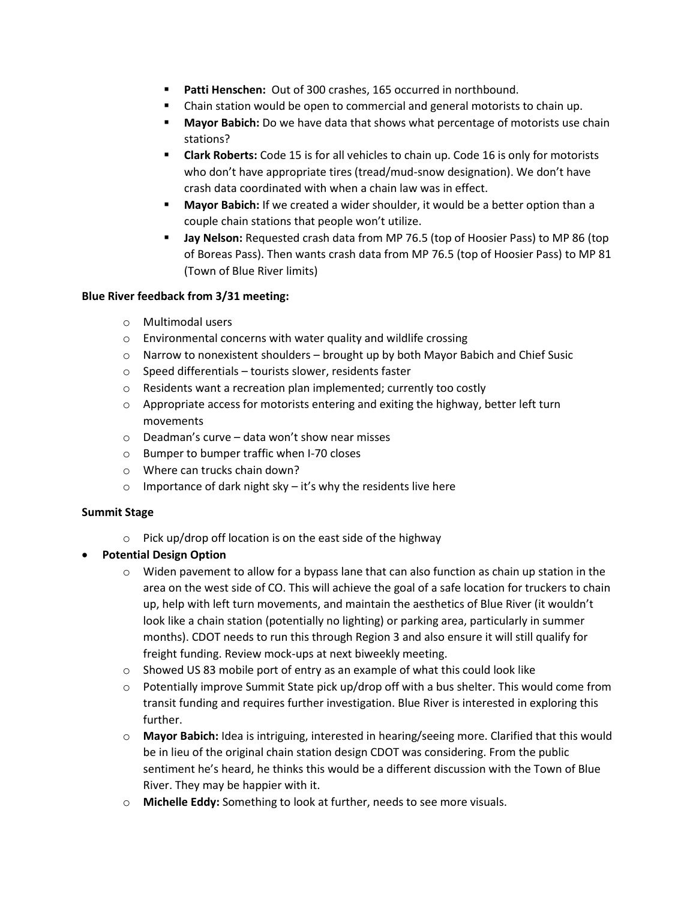- **Patti Henschen:** Out of 300 crashes, 165 occurred in northbound.
- Chain station would be open to commercial and general motorists to chain up.
- **Mayor Babich:** Do we have data that shows what percentage of motorists use chain stations?
- **Clark Roberts:** Code 15 is for all vehicles to chain up. Code 16 is only for motorists who don't have appropriate tires (tread/mud-snow designation). We don't have crash data coordinated with when a chain law was in effect.
- **Mayor Babich:** If we created a wider shoulder, it would be a better option than a couple chain stations that people won't utilize.
- **Jay Nelson:** Requested crash data from MP 76.5 (top of Hoosier Pass) to MP 86 (top of Boreas Pass). Then wants crash data from MP 76.5 (top of Hoosier Pass) to MP 81 (Town of Blue River limits)

**Blue River feedback from 3/31 meeting:**

- Multimodal users
- Environmental concerns with water quality and wildlife crossing
- Narrow to nonexistent shoulders – brought up by both Mayor Babich and Chief Susic
- Speed differentials – tourists slower, residents faster
- Residents want a recreation plan implemented; currently too costly
- Appropriate access for motorists entering and exiting the highway, better left turn movements
- Deadman's curve – data won't show near misses
- Bumper to bumper traffic when I-70 closes
- Where can trucks chain down?
- Importance of dark night sky – it's why the residents live here

**Summit Stage**

- Pick up/drop off location is on the east side of the highway

- **Potential Design Option**
  - Widen pavement to allow for a bypass lane that can also function as chain up station in the area on the west side of CO. This will achieve the goal of a safe location for truckers to chain up, help with left turn movements, and maintain the aesthetics of Blue River (it wouldn't look like a chain station (potentially no lighting) or parking area, particularly in summer months). CDOT needs to run this through Region 3 and also ensure it will still qualify for freight funding. Review mock-ups at next biweekly meeting.
  - Showed US 83 mobile port of entry as an example of what this could look like
  - Potentially improve Summit State pick up/drop off with a bus shelter. This would come from transit funding and requires further investigation. Blue River is interested in exploring this further.
  - **Mayor Babich:** Idea is intriguing, interested in hearing/seeing more. Clarified that this would be in lieu of the original chain station design CDOT was considering. From the public sentiment he's heard, he thinks this would be a different discussion with the Town of Blue River. They may be happier with it.
  - **Michelle Eddy:** Something to look at further, needs to see more visuals.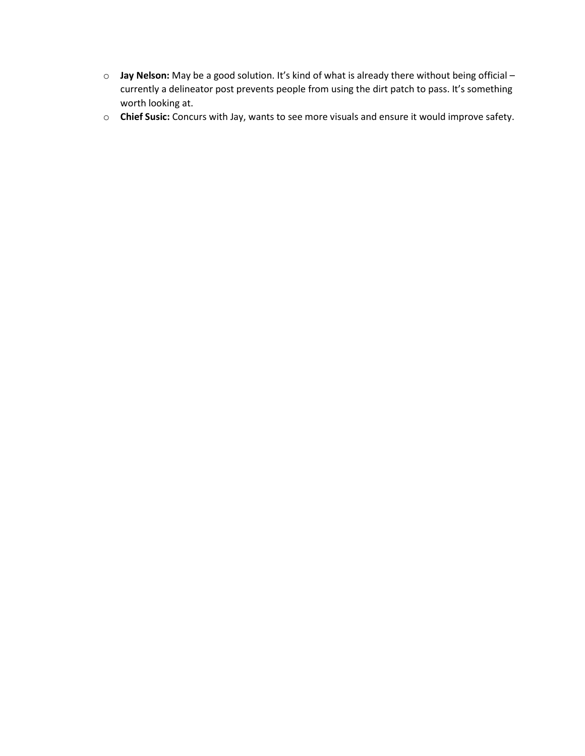- **Jay Nelson:** May be a good solution. It's kind of what is already there without being official – currently a delineator post prevents people from using the dirt patch to pass. It's something worth looking at.
- **Chief Susic:** Concurs with Jay, wants to see more visuals and ensure it would improve safety.